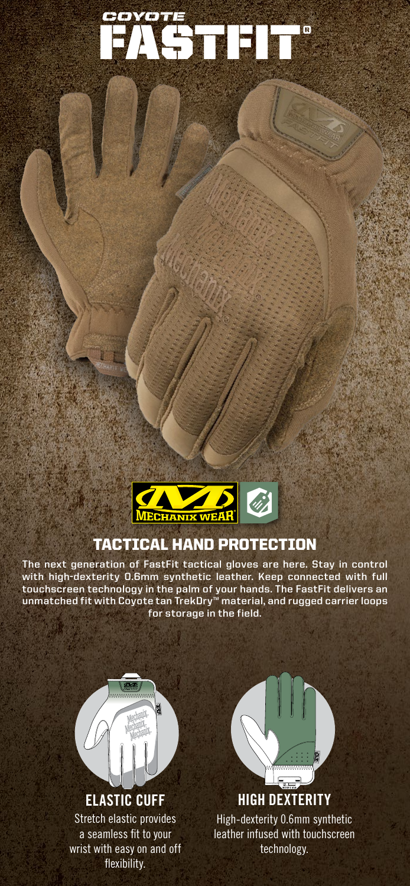# COYOTE FASTFIT®

## TACTICAL HAND PROTECTION

**The next generation of FastFit tactical gloves are here. Stay in control with high-dexterity 0.6mm synthetic leather. Keep connected with full touchscreen technology in the palm of your hands. The FastFit delivers an unmatched fit with Coyote tan TrekDry™ material, and rugged carrier loops for storage in the field.**

### ELASTIC CUFF

Stretch elastic provides a seamless fit to your wrist with easy on and off flexibility.

### HIGH DEXTERITY

High-dexterity 0.6mm synthetic leather infused with touchscreen technology.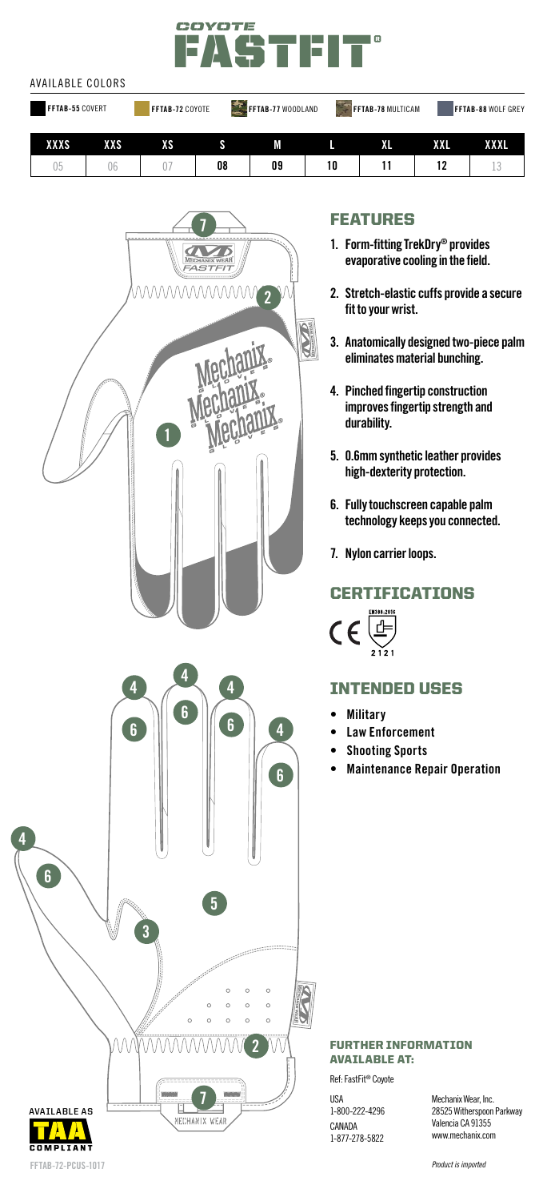# COYOTE FASTFIT®

AVAILABLE COLORS

FFTAB-55 COVERT | FFTAB-72 COYOTE | FFTAB-77 WOODLAND | FFTAB-78 MULTICAM | FFTAB-88 WOLF GREY

| XXXS | XXS | XS | S | M | L | XL | XXL | XXXL |
|---|---|---|---|---|---|---|---|---|
| 05 | 06 | 07 | 08 | 09 | 10 | 11 | 12 | 13 |

## FEATURES

1. Form-fitting TrekDry® provides evaporative cooling in the field.
2. Stretch-elastic cuffs provide a secure fit to your wrist.
3. Anatomically designed two-piece palm eliminates material bunching.
4. Pinched fingertip construction improves fingertip strength and durability.
5. 0.6mm synthetic leather provides high-dexterity protection.
6. Fully touchscreen capable palm technology keeps you connected.
7. Nylon carrier loops.

## CERTIFICATIONS

CE EN388:2016 2121

## INTENDED USES

- Military
- Law Enforcement
- Shooting Sports
- Maintenance Repair Operation

AVAILABLE AS TAA COMPLIANT

### FURTHER INFORMATION AVAILABLE AT:

Ref: FastFit® Coyote

USA
1-800-222-4296
CANADA
1-877-278-5822

Mechanix Wear, Inc.
28525 Witherspoon Parkway
Valencia CA 91355
www.mechanix.com

FFTAB-72-PCUS-1017

*Product is imported*